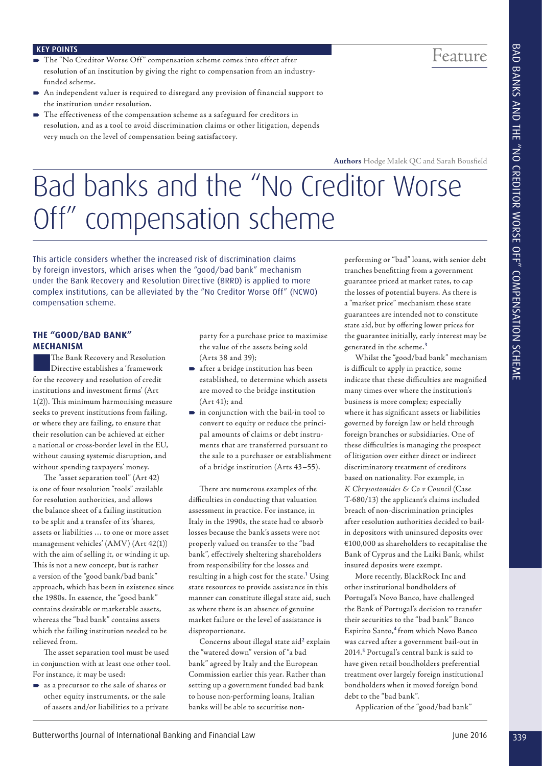**KEY POINTS**

- The "No Creditor Worse Off" compensation scheme comes into effect after resolution of an institution by giving the right to compensation from an industry-funded scheme.
- An independent valuer is required to disregard any provision of financial support to the institution under resolution.
- The effectiveness of the compensation scheme as a safeguard for creditors in resolution, and as a tool to avoid discrimination claims or other litigation, depends very much on the level of compensation being satisfactory.

Feature

**Authors** Hodge Malek QC and Sarah Bousfield

# Bad banks and the "No Creditor Worse Off" compensation scheme

This article considers whether the increased risk of discrimination claims by foreign investors, which arises when the "good/bad bank" mechanism under the Bank Recovery and Resolution Directive (BRRD) is applied to more complex institutions, can be alleviated by the "No Creditor Worse Off" (NCWO) compensation scheme.

## THE "GOOD/BAD BANK" MECHANISM

The Bank Recovery and Resolution Directive establishes a 'framework for the recovery and resolution of credit institutions and investment firms' (Art 1(2)). This minimum harmonising measure seeks to prevent institutions from failing, or where they are failing, to ensure that their resolution can be achieved at either a national or cross-border level in the EU, without causing systemic disruption, and without spending taxpayers' money.

The "asset separation tool" (Art 42) is one of four resolution "tools" available for resolution authorities, and allows the balance sheet of a failing institution to be split and a transfer of its 'shares, assets or liabilities … to one or more asset management vehicles' (AMV) (Art 42(1)) with the aim of selling it, or winding it up. This is not a new concept, but is rather a version of the "good bank/bad bank" approach, which has been in existence since the 1980s. In essence, the "good bank" contains desirable or marketable assets, whereas the "bad bank" contains assets which the failing institution needed to be relieved from.

The asset separation tool must be used in conjunction with at least one other tool. For instance, it may be used:

- as a precursor to the sale of shares or other equity instruments, or the sale of assets and/or liabilities to a private party for a purchase price to maximise the value of the assets being sold (Arts 38 and 39);
- after a bridge institution has been established, to determine which assets are moved to the bridge institution (Art 41); and
- in conjunction with the bail-in tool to convert to equity or reduce the principal amounts of claims or debt instruments that are transferred pursuant to the sale to a purchaser or establishment of a bridge institution (Arts 43–55).

There are numerous examples of the difficulties in conducting that valuation assessment in practice. For instance, in Italy in the 1990s, the state had to absorb losses because the bank's assets were not properly valued on transfer to the "bad bank", effectively sheltering shareholders from responsibility for the losses and resulting in a high cost for the state.[1] Using state resources to provide assistance in this manner can constitute illegal state aid, such as where there is an absence of genuine market failure or the level of assistance is disproportionate.

Concerns about illegal state aid[2] explain the "watered down" version of "a bad bank" agreed by Italy and the European Commission earlier this year. Rather than setting up a government funded bad bank to house non-performing loans, Italian banks will be able to securitise non-performing or "bad" loans, with senior debt tranches benefitting from a government guarantee priced at market rates, to cap the losses of potential buyers. As there is a "market price" mechanism these state guarantees are intended not to constitute state aid, but by offering lower prices for the guarantee initially, early interest may be generated in the scheme.[3]

Whilst the "good/bad bank" mechanism is difficult to apply in practice, some indicate that these difficulties are magnified many times over where the institution's business is more complex; especially where it has significant assets or liabilities governed by foreign law or held through foreign branches or subsidiaries. One of these difficulties is managing the prospect of litigation over either direct or indirect discriminatory treatment of creditors based on nationality. For example, in *K Chrysostomides & Co v Council* (Case T-680/13) the applicant's claims included breach of non-discrimination principles after resolution authorities decided to bail-in depositors with uninsured deposits over €100,000 as shareholders to recapitalise the Bank of Cyprus and the Laiki Bank, whilst insured deposits were exempt.

More recently, BlackRock Inc and other institutional bondholders of Portugal's Novo Banco, have challenged the Bank of Portugal's decision to transfer their securities to the "bad bank" Banco Espirito Santo,[4] from which Novo Banco was carved after a government bail-out in 2014.[5] Portugal's central bank is said to have given retail bondholders preferential treatment over largely foreign institutional bondholders when it moved foreign bond debt to the "bad bank".

Application of the "good/bad bank"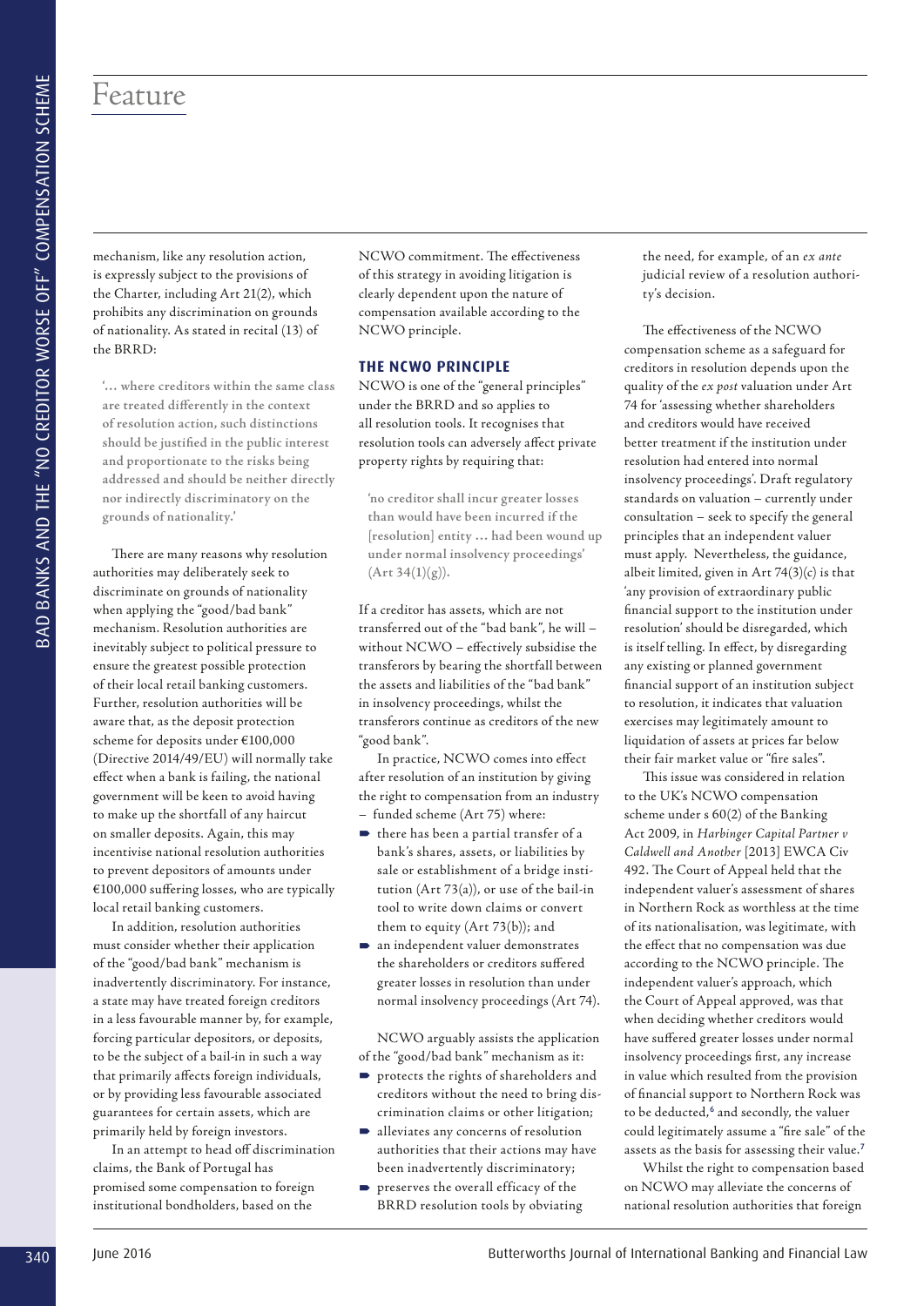mechanism, like any resolution action, is expressly subject to the provisions of the Charter, including Art 21(2), which prohibits any discrimination on grounds of nationality. As stated in recital (13) of the BRRD:

> '… where creditors within the same class are treated differently in the context of resolution action, such distinctions should be justified in the public interest and proportionate to the risks being addressed and should be neither directly nor indirectly discriminatory on the grounds of nationality.'

There are many reasons why resolution authorities may deliberately seek to discriminate on grounds of nationality when applying the "good/bad bank" mechanism. Resolution authorities are inevitably subject to political pressure to ensure the greatest possible protection of their local retail banking customers. Further, resolution authorities will be aware that, as the deposit protection scheme for deposits under €100,000 (Directive 2014/49/EU) will normally take effect when a bank is failing, the national government will be keen to avoid having to make up the shortfall of any haircut on smaller deposits. Again, this may incentivise national resolution authorities to prevent depositors of amounts under €100,000 suffering losses, who are typically local retail banking customers.

In addition, resolution authorities must consider whether their application of the "good/bad bank" mechanism is inadvertently discriminatory. For instance, a state may have treated foreign creditors in a less favourable manner by, for example, forcing particular depositors, or deposits, to be the subject of a bail-in in such a way that primarily affects foreign individuals, or by providing less favourable associated guarantees for certain assets, which are primarily held by foreign investors.

In an attempt to head off discrimination claims, the Bank of Portugal has promised some compensation to foreign institutional bondholders, based on the NCWO commitment. The effectiveness of this strategy in avoiding litigation is clearly dependent upon the nature of compensation available according to the NCWO principle.

## THE NCWO PRINCIPLE

NCWO is one of the "general principles" under the BRRD and so applies to all resolution tools. It recognises that resolution tools can adversely affect private property rights by requiring that:

> 'no creditor shall incur greater losses than would have been incurred if the [resolution] entity … had been wound up under normal insolvency proceedings' (Art 34(1)(g)).

If a creditor has assets, which are not transferred out of the "bad bank", he will – without NCWO – effectively subsidise the transferors by bearing the shortfall between the assets and liabilities of the "bad bank" in insolvency proceedings, whilst the transferors continue as creditors of the new "good bank".

In practice, NCWO comes into effect after resolution of an institution by giving the right to compensation from an industry – funded scheme (Art 75) where:

- there has been a partial transfer of a bank's shares, assets, or liabilities by sale or establishment of a bridge institution (Art 73(a)), or use of the bail-in tool to write down claims or convert them to equity (Art 73(b)); and
- an independent valuer demonstrates the shareholders or creditors suffered greater losses in resolution than under normal insolvency proceedings (Art 74).

NCWO arguably assists the application of the "good/bad bank" mechanism as it:

- protects the rights of shareholders and creditors without the need to bring discrimination claims or other litigation;
- alleviates any concerns of resolution authorities that their actions may have been inadvertently discriminatory;
- preserves the overall efficacy of the BRRD resolution tools by obviating the need, for example, of an *ex ante* judicial review of a resolution authority's decision.

The effectiveness of the NCWO compensation scheme as a safeguard for creditors in resolution depends upon the quality of the *ex post* valuation under Art 74 for 'assessing whether shareholders and creditors would have received better treatment if the institution under resolution had entered into normal insolvency proceedings'. Draft regulatory standards on valuation – currently under consultation – seek to specify the general principles that an independent valuer must apply. Nevertheless, the guidance, albeit limited, given in Art 74(3)(c) is that 'any provision of extraordinary public financial support to the institution under resolution' should be disregarded, which is itself telling. In effect, by disregarding any existing or planned government financial support of an institution subject to resolution, it indicates that valuation exercises may legitimately amount to liquidation of assets at prices far below their fair market value or "fire sales".

This issue was considered in relation to the UK's NCWO compensation scheme under s 60(2) of the Banking Act 2009, in *Harbinger Capital Partner v Caldwell and Another* [2013] EWCA Civ 492. The Court of Appeal held that the independent valuer's assessment of shares in Northern Rock as worthless at the time of its nationalisation, was legitimate, with the effect that no compensation was due according to the NCWO principle. The independent valuer's approach, which the Court of Appeal approved, was that when deciding whether creditors would have suffered greater losses under normal insolvency proceedings first, any increase in value which resulted from the provision of financial support to Northern Rock was to be deducted,[6] and secondly, the valuer could legitimately assume a "fire sale" of the assets as the basis for assessing their value.[7]

Whilst the right to compensation based on NCWO may alleviate the concerns of national resolution authorities that foreign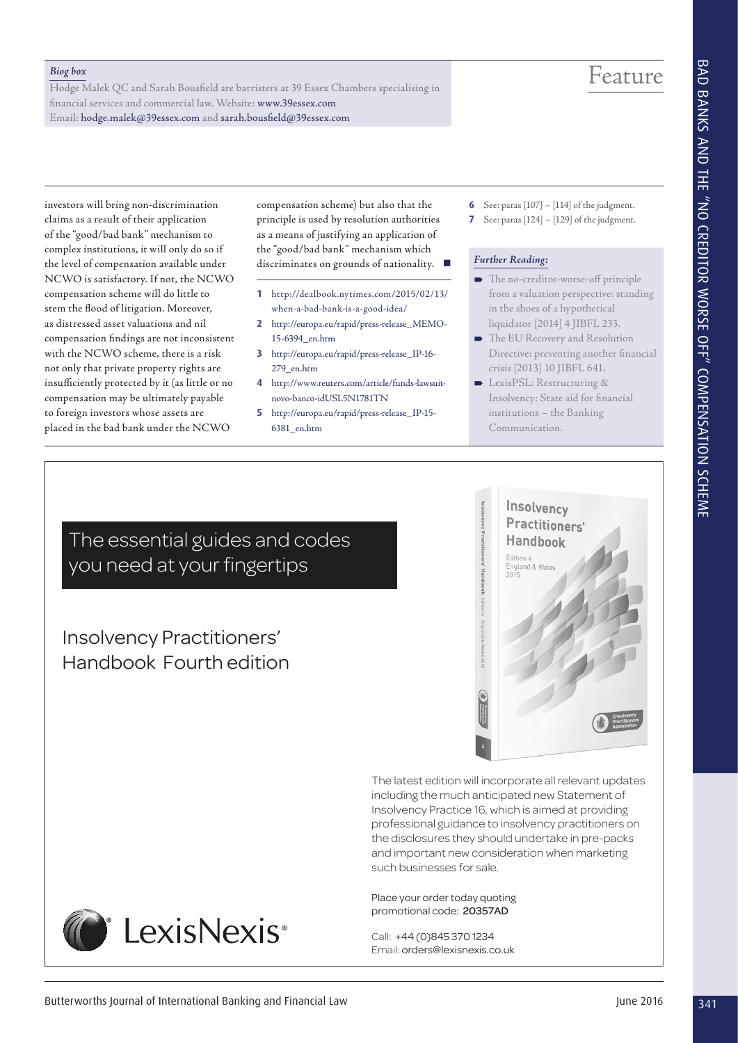*Biog box*

Hodge Malek QC and Sarah Bousfield are barristers at 39 Essex Chambers specialising in financial services and commercial law. Website: www.39essex.com
Email: hodge.malek@39essex.com and sarah.bousfield@39essex.com

investors will bring non-discrimination claims as a result of their application of the "good/bad bank" mechanism to complex institutions, it will only do so if the level of compensation available under NCWO is satisfactory. If not, the NCWO compensation scheme will do little to stem the flood of litigation. Moreover, as distressed asset valuations and nil compensation findings are not inconsistent with the NCWO scheme, there is a risk not only that private property rights are insufficiently protected by it (as little or no compensation may be ultimately payable to foreign investors whose assets are placed in the bad bank under the NCWO compensation scheme) but also that the principle is used by resolution authorities as a means of justifying an application of the "good/bad bank" mechanism which discriminates on grounds of nationality. ■

1 http://dealbook.nytimes.com/2015/02/13/when-a-bad-bank-is-a-good-idea/
2 http://europa.eu/rapid/press-release_MEMO-15-6394_en.htm
3 http://europa.eu/rapid/press-release_IP-16-279_en.htm
4 http://www.reuters.com/article/funds-lawsuit-novo-banco-idUSL5N1781TN
5 http://europa.eu/rapid/press-release_IP-15-6381_en.htm
6 See: paras [107] – [114] of the judgment.
7 See: paras [124] – [129] of the judgment.

*Further Reading:*

- The no-creditor-worse-off principle from a valuation perspective: standing in the shoes of a hypothetical liquidator [2014] 4 JIBFL 233.
- The EU Recovery and Resolution Directive: preventing another financial crisis [2013] 10 JIBFL 641.
- LexisPSL: Restructuring & Insolvency: State aid for financial institutions – the Banking Communication.

The essential guides and codes you need at your fingertips

Insolvency Practitioners' Handbook Fourth edition

Insolvency Practitioners' Handbook
Edition 4
England & Wales
2015

The latest edition will incorporate all relevant updates including the much anticipated new Statement of Insolvency Practice 16, which is aimed at providing professional guidance to insolvency practitioners on the disclosures they should undertake in pre-packs and important new consideration when marketing such businesses for sale.

Place your order today quoting promotional code: 20357AD

Call: +44 (0)845 370 1234
Email: orders@lexisnexis.co.uk

LexisNexis®